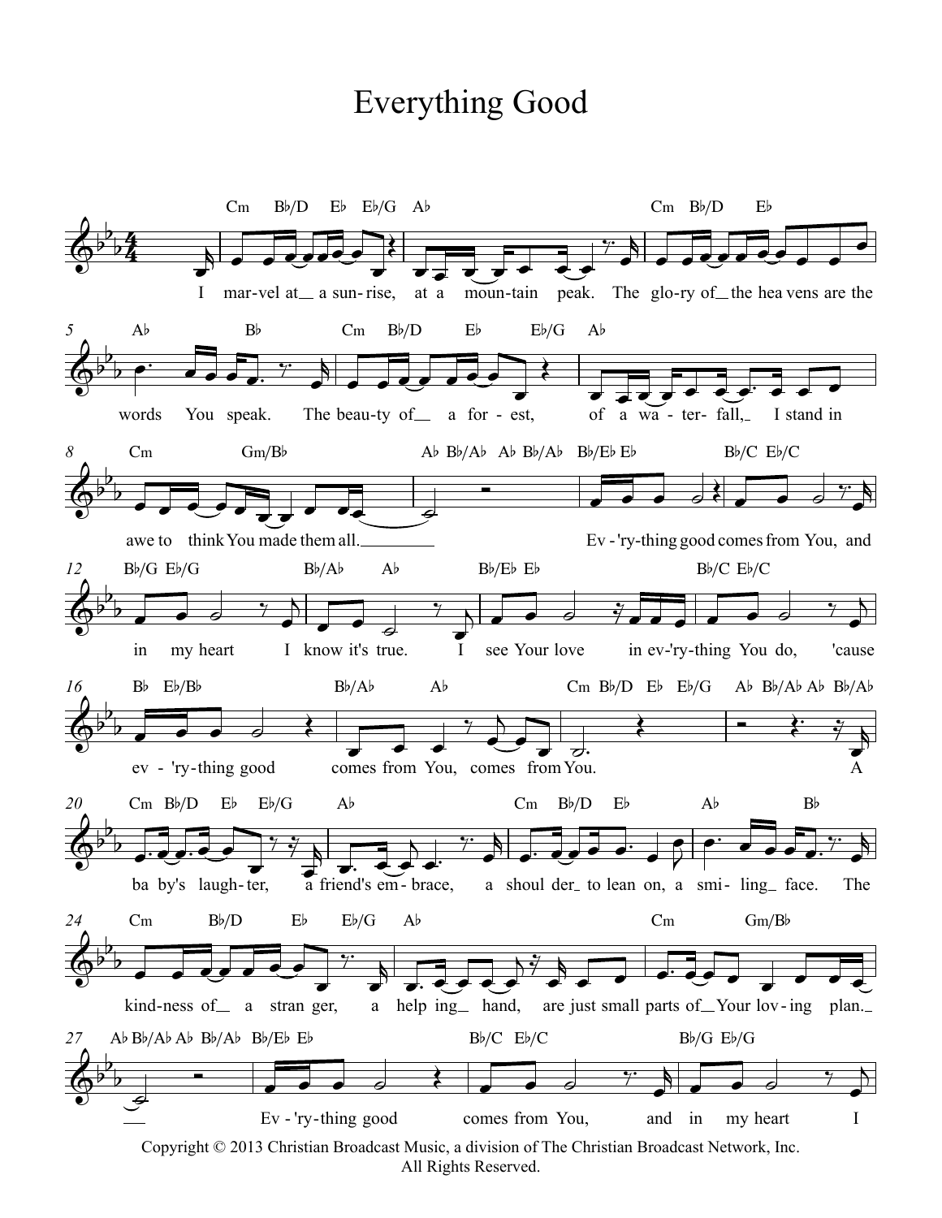# Everything Good

I marvel at a sunrise, at a mountain peak. The glory of the heavens are the words You speak. The beauty of a forest, of a waterfall, I stand in awe to think You made them all.

Ev-'ry-thing good comes from You, and in my heart I know it's true. I see Your love in ev-'ry-thing You do, 'cause ev-'ry-thing good comes from You, comes from You.

A baby's laughter, a friend's embrace, a shoulder to lean on, a smiling face. The kindness of a stranger, a helping hand, are just small parts of Your loving plan.

Ev-'ry-thing good comes from You, and in my heart I

Copyright © 2013 Christian Broadcast Music, a division of The Christian Broadcast Network, Inc.
All Rights Reserved.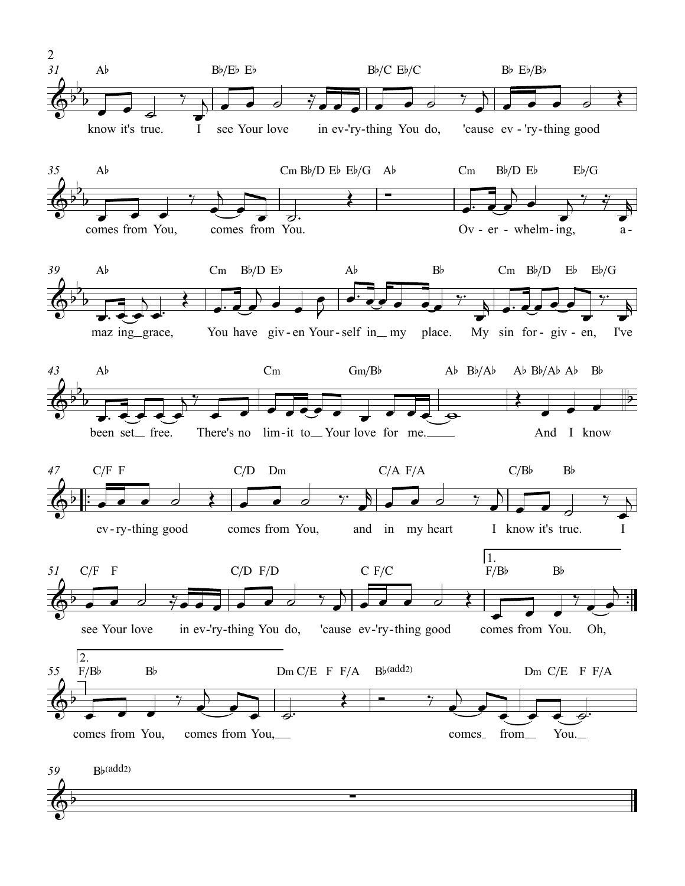31 A♭ B♭/E♭ E♭ B♭/C E♭/C B♭ E♭/B♭

know it's true. I see Your love in ev-'ry-thing You do, 'cause ev - 'ry-thing good

35 A♭ Cm B♭/D E♭ E♭/G A♭ Cm B♭/D E♭ E♭/G

comes from You, comes from You. Ov - er - whelm- ing, a-

39 A♭ Cm B♭/D E♭ A♭ B♭ Cm B♭/D E♭ E♭/G

maz ing grace, You have giv - en Your - self in my place. My sin for - giv - en, I've

43 A♭ Cm Gm/B♭ A♭ B♭/A♭ A♭ B♭/A♭ A♭ B♭

been set free. There's no lim - it to Your love for me. And I know

47 C/F F C/D Dm C/A F/A C/B♭ B♭

ev - ry-thing good comes from You, and in my heart I know it's true. I

51 C/F F C/D F/D C F/C 1. F/B♭ B♭

see Your love in ev-'ry-thing You do, 'cause ev-'ry-thing good comes from You. Oh,

55 2. F/B♭ B♭ Dm C/E F F/A B♭(add2) Dm C/E F F/A

comes from You, comes from You, comes from You.

59 B♭(add2)